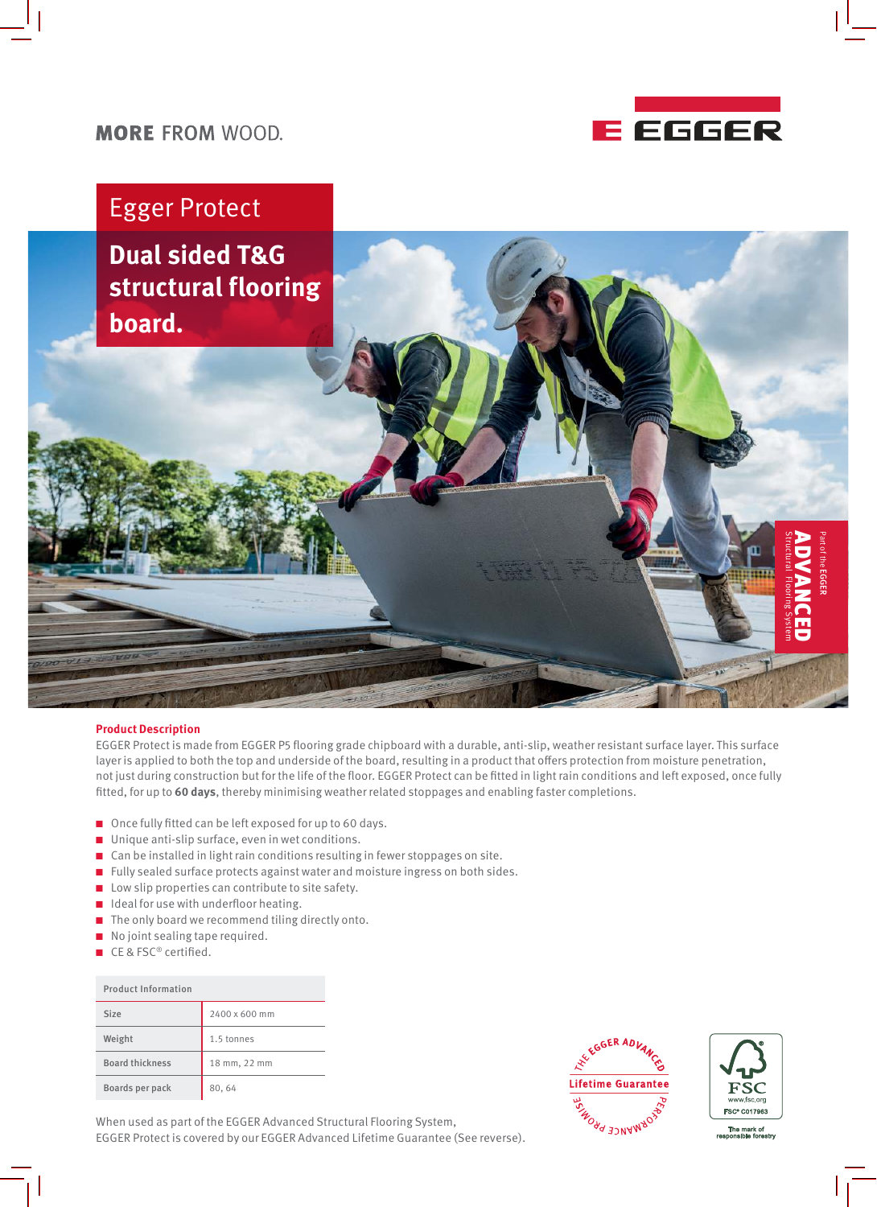MORE FROM WOOD.

EGGER

# Egger Protect

## Dual sided T&G structural flooring board.

Part of the EGGER ADVANCED Structural Flooring System

### Product Description

EGGER Protect is made from EGGER P5 flooring grade chipboard with a durable, anti-slip, weather resistant surface layer. This surface layer is applied to both the top and underside of the board, resulting in a product that offers protection from moisture penetration, not just during construction but for the life of the floor. EGGER Protect can be fitted in light rain conditions and left exposed, once fully fitted, for up to **60 days**, thereby minimising weather related stoppages and enabling faster completions.

- Once fully fitted can be left exposed for up to 60 days.
- Unique anti-slip surface, even in wet conditions.
- Can be installed in light rain conditions resulting in fewer stoppages on site.
- Fully sealed surface protects against water and moisture ingress on both sides.
- Low slip properties can contribute to site safety.
- Ideal for use with underfloor heating.
- The only board we recommend tiling directly onto.
- No joint sealing tape required.
- CE & FSC® certified.

| Product Information | |
|---|---|
| Size | 2400 x 600 mm |
| Weight | 1.5 tonnes |
| Board thickness | 18 mm, 22 mm |
| Boards per pack | 80, 64 |

When used as part of the EGGER Advanced Structural Flooring System, EGGER Protect is covered by our EGGER Advanced Lifetime Guarantee (See reverse).

THE EGGER ADVANCED Lifetime Guarantee PERFORMANCE PROMISE

FSC www.fsc.org FSC® C017963 The mark of responsible forestry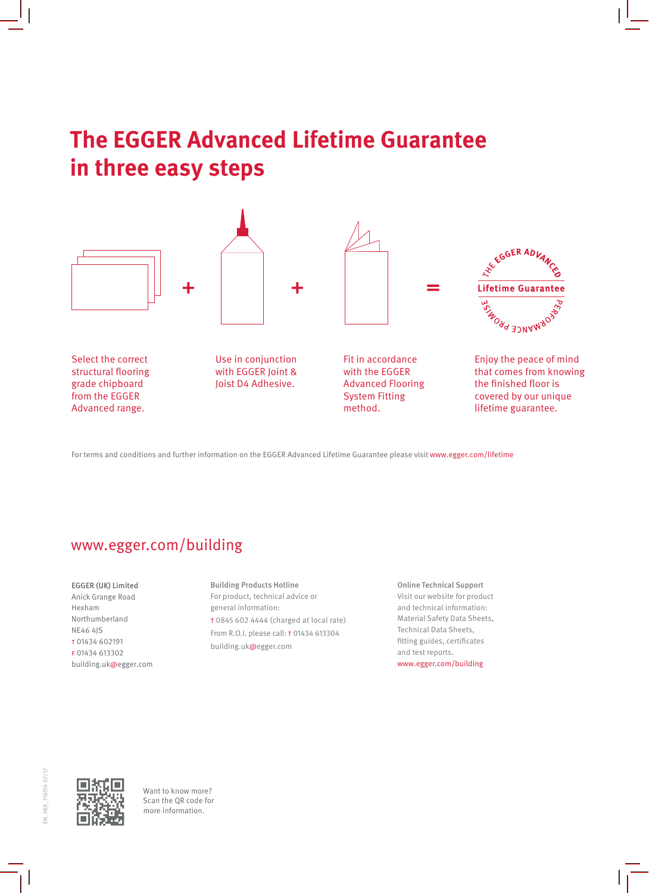# The EGGER Advanced Lifetime Guarantee in three easy steps

+ = 

THE EGGER ADVANCED
Lifetime Guarantee
PERFORMANCE PROMISE

Select the correct structural flooring grade chipboard from the EGGER Advanced range.

Use in conjunction with EGGER Joint & Joist D4 Adhesive.

Fit in accordance with the EGGER Advanced Flooring System Fitting method.

Enjoy the peace of mind that comes from knowing the finished floor is covered by our unique lifetime guarantee.

For terms and conditions and further information on the EGGER Advanced Lifetime Guarantee please visit www.egger.com/lifetime

## www.egger.com/building

**EGGER (UK) Limited**
Anick Grange Road
Hexham
Northumberland
NE46 4JS
T 01434 602191
F 01434 613302
building.uk@egger.com

**Building Products Hotline**
For product, technical advice or general information:
T 0845 602 4444 (charged at local rate)
From R.O.I. please call: T 01434 613304
building.uk@egger.com

**Online Technical Support**
Visit our website for product and technical information: Material Safety Data Sheets, Technical Data Sheets, fitting guides, certificates and test reports.
www.egger.com/building

Want to know more? Scan the QR code for more information.

EN_HEX_116514 07/17